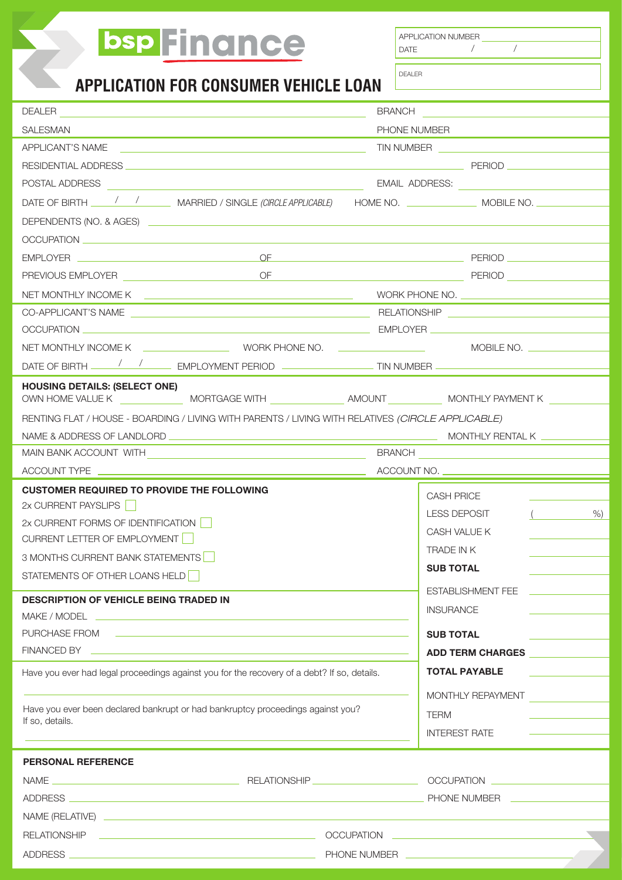# bsp Finance

## APPLICATION FOR CONSUMER VEHICLE LOAN

APPLICATION NUMBER ____________

DATE ____ / ____ / ____

DEALER ____________

DEALER ____________ BRANCH ____________

SALESMAN ____________ PHONE NUMBER ____________

APPLICANT'S NAME ____________ TIN NUMBER ____________

RESIDENTIAL ADDRESS ____________ PERIOD ____________

POSTAL ADDRESS ____________ EMAIL ADDRESS: ____________

DATE OF BIRTH ____ / ____ / ____ MARRIED / SINGLE *(CIRCLE APPLICABLE)* HOME NO. ____________ MOBILE NO. ____________

DEPENDENTS (NO. & AGES) ____________

OCCUPATION ____________

EMPLOYER ____________ OF ____________ PERIOD ____________

PREVIOUS EMPLOYER ____________ OF ____________ PERIOD ____________

NET MONTHLY INCOME K ____________ WORK PHONE NO. ____________

CO-APPLICANT'S NAME ____________ RELATIONSHIP ____________

OCCUPATION ____________ EMPLOYER ____________

NET MONTHLY INCOME K ____________ WORK PHONE NO. ____________ MOBILE NO. ____________

DATE OF BIRTH ____ / ____ / ____ EMPLOYMENT PERIOD ____________ TIN NUMBER ____________

**HOUSING DETAILS: (SELECT ONE)**

OWN HOME VALUE K ____________ MORTGAGE WITH ____________ AMOUNT ____________ MONTHLY PAYMENT K ____________

RENTING FLAT / HOUSE - BOARDING / LIVING WITH PARENTS / LIVING WITH RELATIVES *(CIRCLE APPLICABLE)*

NAME & ADDRESS OF LANDLORD ____________ MONTHLY RENTAL K ____________

MAIN BANK ACCOUNT WITH ____________ BRANCH ____________

ACCOUNT TYPE ____________ ACCOUNT NO. ____________

**CUSTOMER REQUIRED TO PROVIDE THE FOLLOWING**

- 2x CURRENT PAYSLIPS ☐
- 2x CURRENT FORMS OF IDENTIFICATION ☐
- CURRENT LETTER OF EMPLOYMENT ☐
- 3 MONTHS CURRENT BANK STATEMENTS ☐
- STATEMENTS OF OTHER LOANS HELD ☐

**DESCRIPTION OF VEHICLE BEING TRADED IN**

MAKE / MODEL ____________

PURCHASE FROM ____________

FINANCED BY ____________

Have you ever had legal proceedings against you for the recovery of a debt? If so, details.

____________

Have you ever been declared bankrupt or had bankruptcy proceedings against you? If so, details.

____________

| | |
|---|---|
| CASH PRICE | |
| LESS DEPOSIT | ( %) |
| CASH VALUE K | |
| TRADE IN K | |
| **SUB TOTAL** | |
| ESTABLISHMENT FEE | |
| INSURANCE | |
| **SUB TOTAL** | |
| **ADD TERM CHARGES** | |
| **TOTAL PAYABLE** | |
| MONTHLY REPAYMENT | |
| TERM | |
| INTEREST RATE | |

**PERSONAL REFERENCE**

NAME ____________ RELATIONSHIP ____________ OCCUPATION ____________

ADDRESS ____________ PHONE NUMBER ____________

NAME (RELATIVE) ____________

RELATIONSHIP ____________ OCCUPATION ____________

ADDRESS ____________ PHONE NUMBER ____________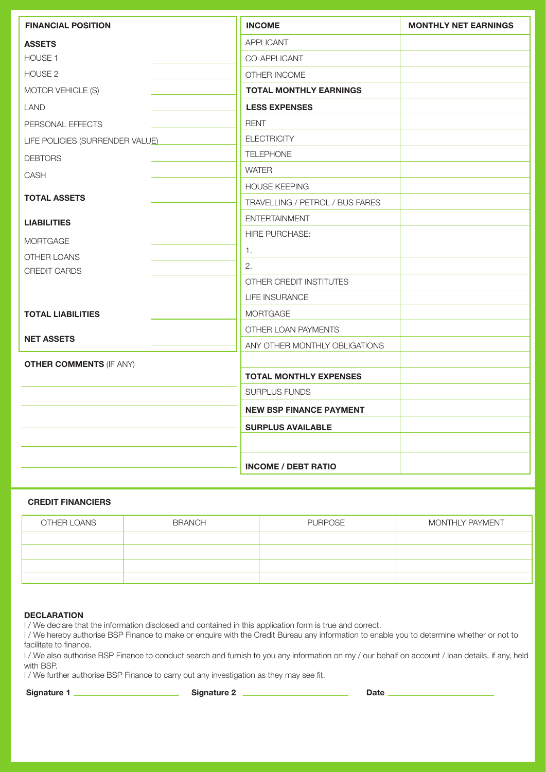| FINANCIAL POSITION | |
|---|---|
| **ASSETS** | |
| HOUSE 1 | |
| HOUSE 2 | |
| MOTOR VEHICLE (S) | |
| LAND | |
| PERSONAL EFFECTS | |
| LIFE POLICIES (SURRENDER VALUE) | |
| DEBTORS | |
| CASH | |
| **TOTAL ASSETS** | |
| **LIABILITIES** | |
| MORTGAGE | |
| OTHER LOANS | |
| CREDIT CARDS | |
| **TOTAL LIABILITIES** | |
| **NET ASSETS** | |

**OTHER COMMENTS** (IF ANY)

| INCOME | MONTHLY NET EARNINGS |
|---|---|
| APPLICANT | |
| CO-APPLICANT | |
| OTHER INCOME | |
| **TOTAL MONTHLY EARNINGS** | |
| **LESS EXPENSES** | |
| RENT | |
| ELECTRICITY | |
| TELEPHONE | |
| WATER | |
| HOUSE KEEPING | |
| TRAVELLING / PETROL / BUS FARES | |
| ENTERTAINMENT | |
| HIRE PURCHASE: 1. | |
| 2. | |
| OTHER CREDIT INSTITUTES | |
| LIFE INSURANCE | |
| MORTGAGE | |
| OTHER LOAN PAYMENTS | |
| ANY OTHER MONTHLY OBLIGATIONS | |
| | |
| **TOTAL MONTHLY EXPENSES** | |
| SURPLUS FUNDS | |
| **NEW BSP FINANCE PAYMENT** | |
| **SURPLUS AVAILABLE** | |
| | |
| **INCOME / DEBT RATIO** | |

**CREDIT FINANCIERS**

| OTHER LOANS | BRANCH | PURPOSE | MONTHLY PAYMENT |
|---|---|---|---|
| | | | |
| | | | |
| | | | |
| | | | |

**DECLARATION**

I / We declare that the information disclosed and contained in this application form is true and correct.

I / We hereby authorise BSP Finance to make or enquire with the Credit Bureau any information to enable you to determine whether or not to facilitate to finance.

I / We also authorise BSP Finance to conduct search and furnish to you any information on my / our behalf on account / loan details, if any, held with BSP.

I / We further authorise BSP Finance to carry out any investigation as they may see fit.

**Signature 1** ______________________ **Signature 2** ______________________ **Date** ______________________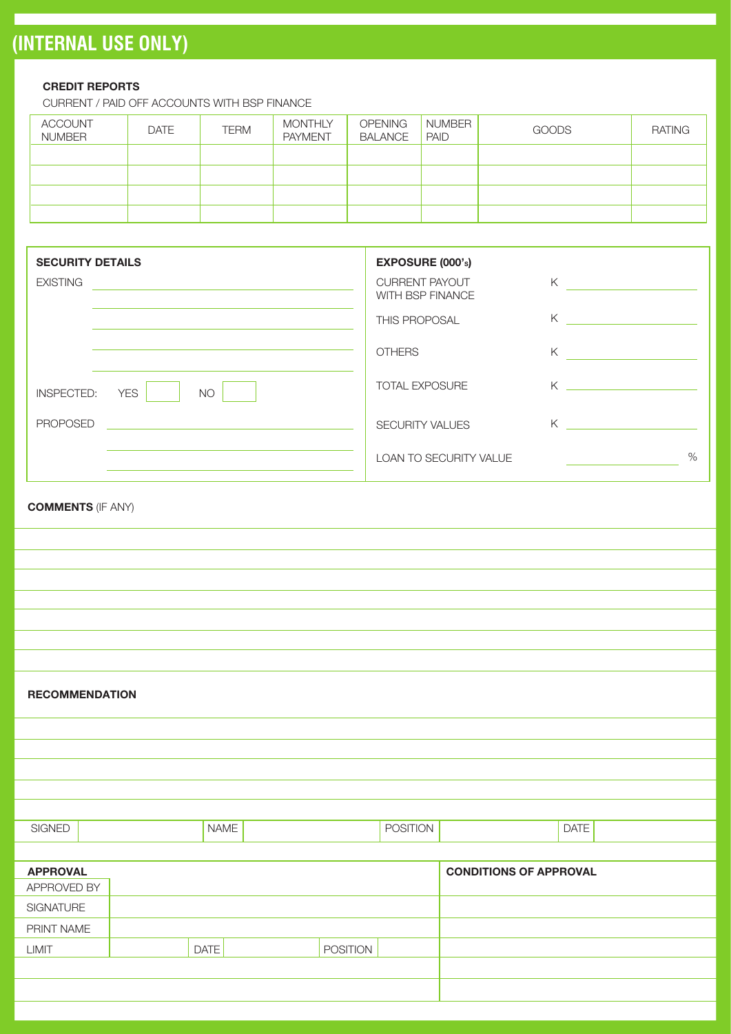# (INTERNAL USE ONLY)

**CREDIT REPORTS**

CURRENT / PAID OFF ACCOUNTS WITH BSP FINANCE

| ACCOUNT NUMBER | DATE | TERM | MONTHLY PAYMENT | OPENING BALANCE | NUMBER PAID | GOODS | RATING |
|---|---|---|---|---|---|---|---|
| | | | | | | | |
| | | | | | | | |
| | | | | | | | |
| | | | | | | | |

**SECURITY DETAILS**

EXISTING ______________________

INSPECTED: YES [ ] NO [ ]

PROPOSED ______________________

**EXPOSURE (000's)**

CURRENT PAYOUT WITH BSP FINANCE K ____________

THIS PROPOSAL K ____________

OTHERS K ____________

TOTAL EXPOSURE K ____________

SECURITY VALUES K ____________

LOAN TO SECURITY VALUE ____________ %

**COMMENTS** (IF ANY)

**RECOMMENDATION**

| SIGNED | | NAME | | POSITION | | DATE | |
|---|---|---|---|---|---|---|---|

**APPROVAL**

| | | | | | |
|---|---|---|---|---|---|
| APPROVED BY | | | | | |
| SIGNATURE | | | | | |
| PRINT NAME | | | | | |
| LIMIT | | DATE | | POSITION | |

**CONDITIONS OF APPROVAL**